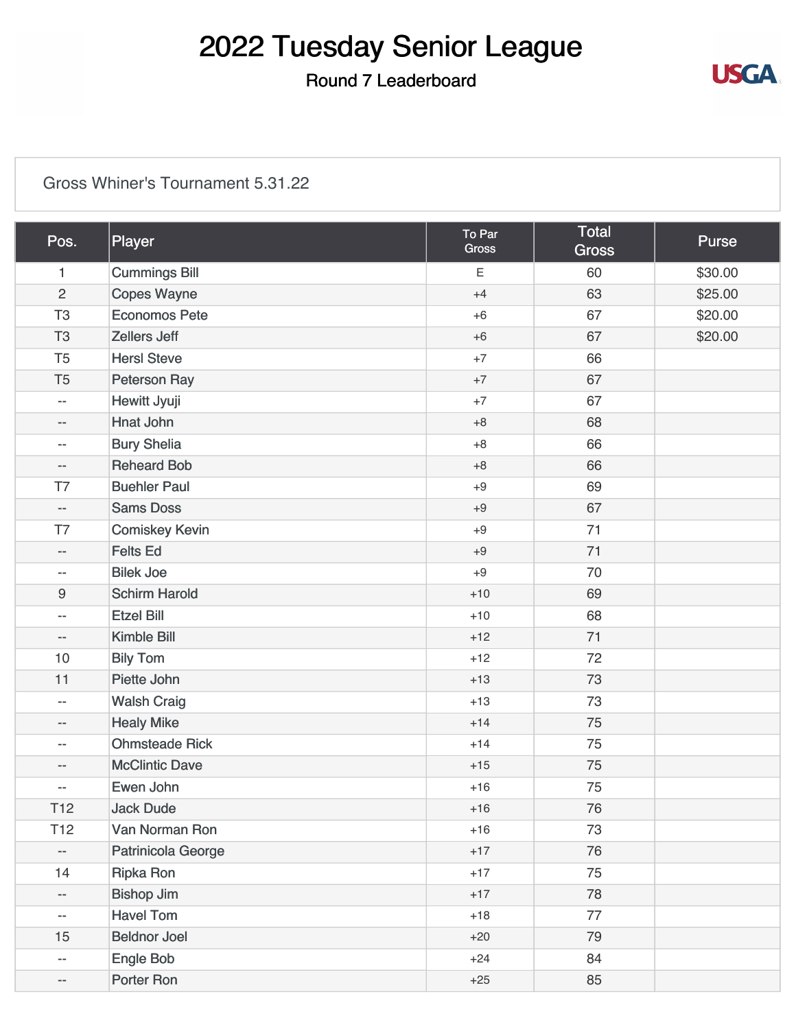# 2022 Tuesday Senior League

## Round 7 Leaderboard

Gross Whiner's Tournament 5.31.22

| Pos. | Player | To Par Gross | Total Gross | Purse |
|---|---|---|---|---|
| 1 | Cummings Bill | E | 60 | $30.00 |
| 2 | Copes Wayne | +4 | 63 | $25.00 |
| T3 | Economos Pete | +6 | 67 | $20.00 |
| T3 | Zellers Jeff | +6 | 67 | $20.00 |
| T5 | Hersl Steve | +7 | 66 | |
| T5 | Peterson Ray | +7 | 67 | |
| -- | Hewitt Jyuji | +7 | 67 | |
| -- | Hnat John | +8 | 68 | |
| -- | Bury Shelia | +8 | 66 | |
| -- | Reheard Bob | +8 | 66 | |
| T7 | Buehler Paul | +9 | 69 | |
| -- | Sams Doss | +9 | 67 | |
| T7 | Comiskey Kevin | +9 | 71 | |
| -- | Felts Ed | +9 | 71 | |
| -- | Bilek Joe | +9 | 70 | |
| 9 | Schirm Harold | +10 | 69 | |
| -- | Etzel Bill | +10 | 68 | |
| -- | Kimble Bill | +12 | 71 | |
| 10 | Bily Tom | +12 | 72 | |
| 11 | Piette John | +13 | 73 | |
| -- | Walsh Craig | +13 | 73 | |
| -- | Healy Mike | +14 | 75 | |
| -- | Ohmsteade Rick | +14 | 75 | |
| -- | McClintic Dave | +15 | 75 | |
| -- | Ewen John | +16 | 75 | |
| T12 | Jack Dude | +16 | 76 | |
| T12 | Van Norman Ron | +16 | 73 | |
| -- | Patrinicola George | +17 | 76 | |
| 14 | Ripka Ron | +17 | 75 | |
| -- | Bishop Jim | +17 | 78 | |
| -- | Havel Tom | +18 | 77 | |
| 15 | Beldnor Joel | +20 | 79 | |
| -- | Engle Bob | +24 | 84 | |
| -- | Porter Ron | +25 | 85 | |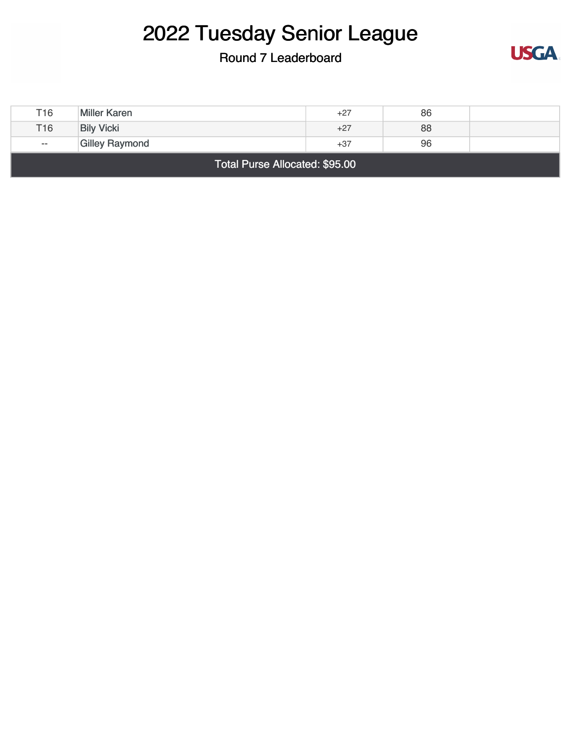# 2022 Tuesday Senior League

## Round 7 Leaderboard

| | | | | |
|---|---|---|---|---|
| T16 | Miller Karen | +27 | 86 | |
| T16 | Bily Vicki | +27 | 88 | |
| -- | Gilley Raymond | +37 | 96 | |

Total Purse Allocated: $95.00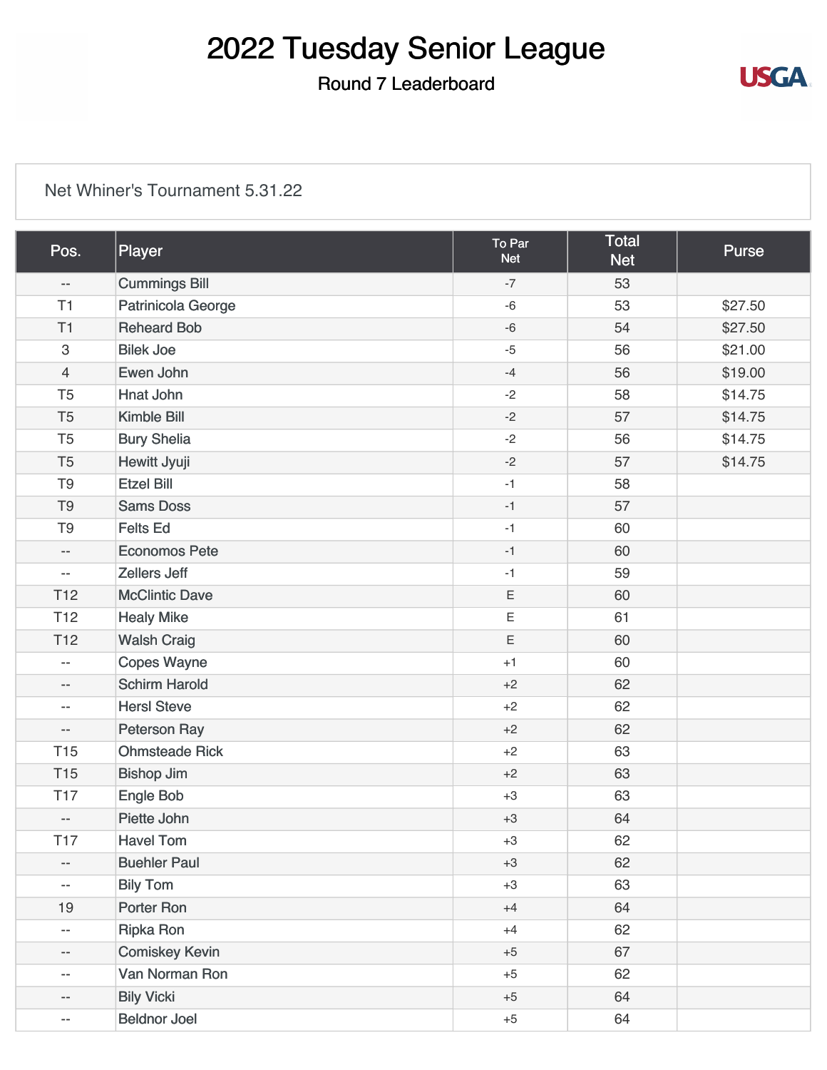# 2022 Tuesday Senior League

## Round 7 Leaderboard

Net Whiner's Tournament 5.31.22

| Pos. | Player | To Par Net | Total Net | Purse |
|---|---|---|---|---|
| -- | Cummings Bill | -7 | 53 | |
| T1 | Patrinicola George | -6 | 53 | $27.50 |
| T1 | Reheard Bob | -6 | 54 | $27.50 |
| 3 | Bilek Joe | -5 | 56 | $21.00 |
| 4 | Ewen John | -4 | 56 | $19.00 |
| T5 | Hnat John | -2 | 58 | $14.75 |
| T5 | Kimble Bill | -2 | 57 | $14.75 |
| T5 | Bury Shelia | -2 | 56 | $14.75 |
| T5 | Hewitt Jyuji | -2 | 57 | $14.75 |
| T9 | Etzel Bill | -1 | 58 | |
| T9 | Sams Doss | -1 | 57 | |
| T9 | Felts Ed | -1 | 60 | |
| -- | Economos Pete | -1 | 60 | |
| -- | Zellers Jeff | -1 | 59 | |
| T12 | McClintic Dave | E | 60 | |
| T12 | Healy Mike | E | 61 | |
| T12 | Walsh Craig | E | 60 | |
| -- | Copes Wayne | +1 | 60 | |
| -- | Schirm Harold | +2 | 62 | |
| -- | Hersl Steve | +2 | 62 | |
| -- | Peterson Ray | +2 | 62 | |
| T15 | Ohmsteade Rick | +2 | 63 | |
| T15 | Bishop Jim | +2 | 63 | |
| T17 | Engle Bob | +3 | 63 | |
| -- | Piette John | +3 | 64 | |
| T17 | Havel Tom | +3 | 62 | |
| -- | Buehler Paul | +3 | 62 | |
| -- | Bily Tom | +3 | 63 | |
| 19 | Porter Ron | +4 | 64 | |
| -- | Ripka Ron | +4 | 62 | |
| -- | Comiskey Kevin | +5 | 67 | |
| -- | Van Norman Ron | +5 | 62 | |
| -- | Bily Vicki | +5 | 64 | |
| -- | Beldnor Joel | +5 | 64 | |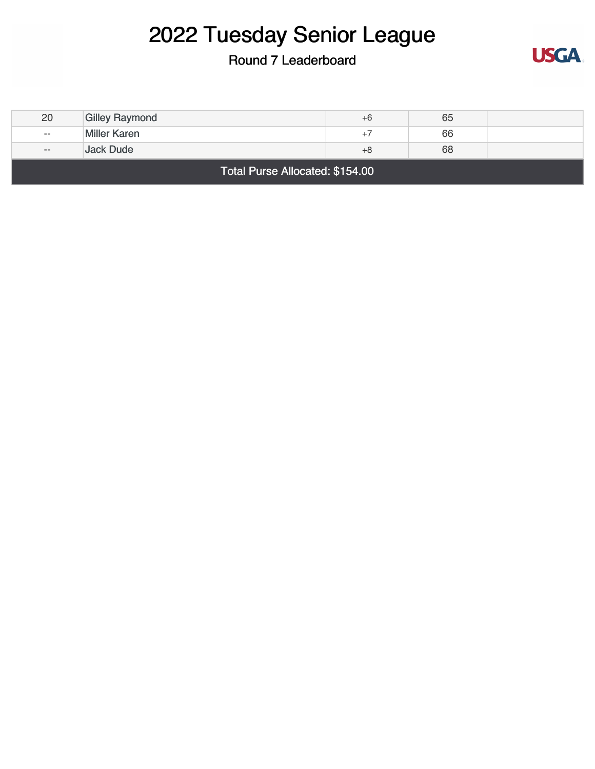# 2022 Tuesday Senior League

## Round 7 Leaderboard

| | | | | |
|---|---|---|---|---|
| 20 | Gilley Raymond | +6 | 65 | |
| -- | Miller Karen | +7 | 66 | |
| -- | Jack Dude | +8 | 68 | |

Total Purse Allocated: $154.00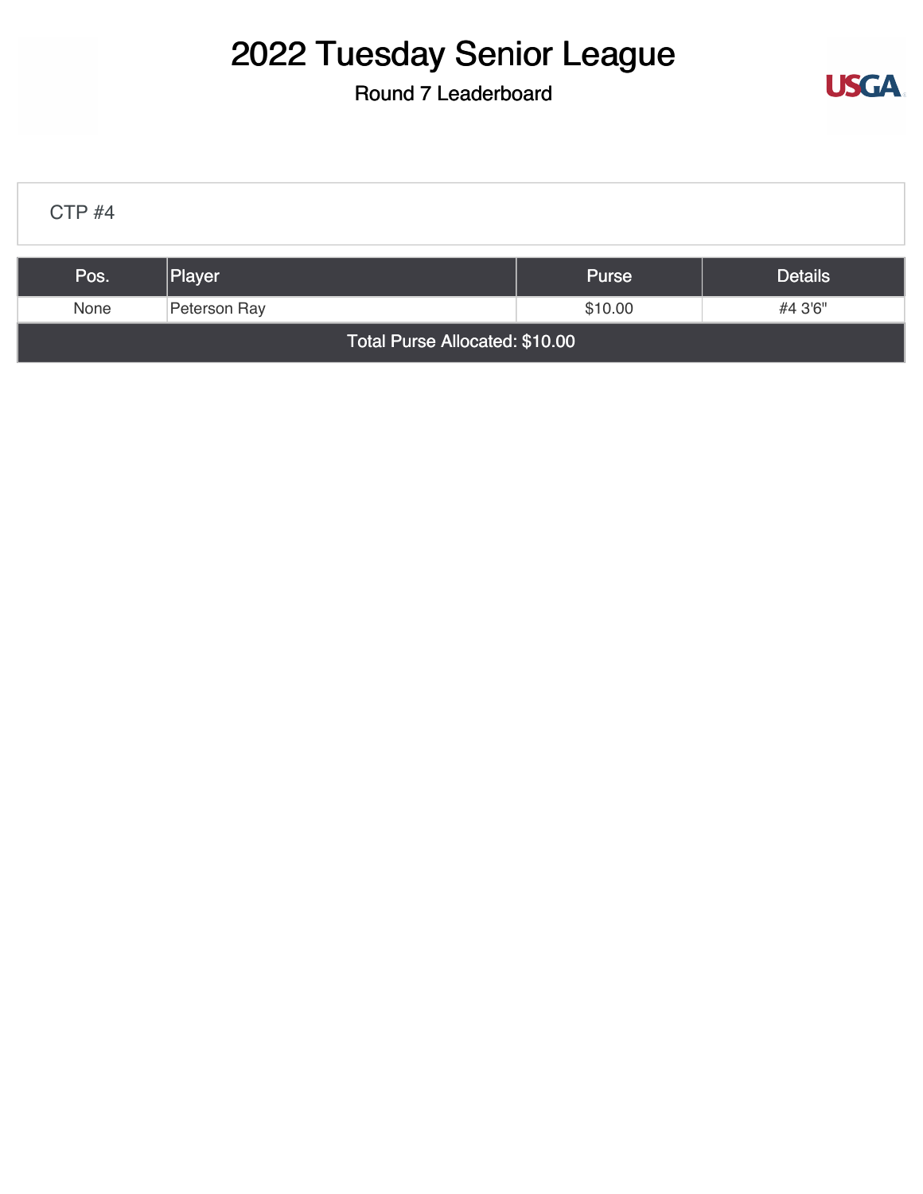# 2022 Tuesday Senior League

## Round 7 Leaderboard

### CTP #4

| Pos. | Player | Purse | Details |
|---|---|---|---|
| None | Peterson Ray | $10.00 | #4 3'6" |
| Total Purse Allocated: $10.00 | | | |